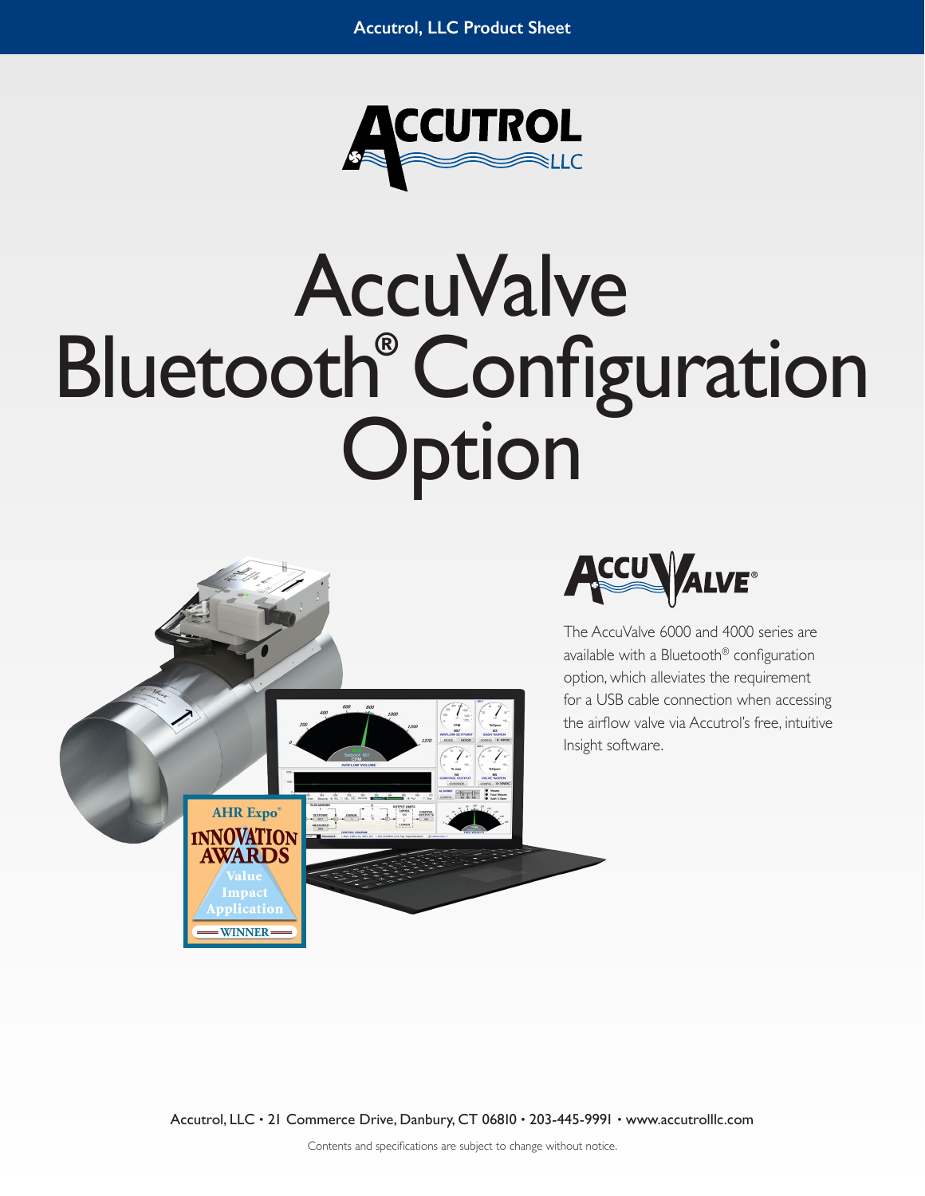# AccuValve Bluetooth® Configuration Option

The AccuValve 6000 and 4000 series are available with a Bluetooth® configuration option, which alleviates the requirement for a USB cable connection when accessing the airflow valve via Accutrol's free, intuitive Insight software.

Accutrol, LLC • 21 Commerce Drive, Danbury, CT 06810 • 203-445-9991 • www.accutrolllc.com

Contents and specifications are subject to change without notice.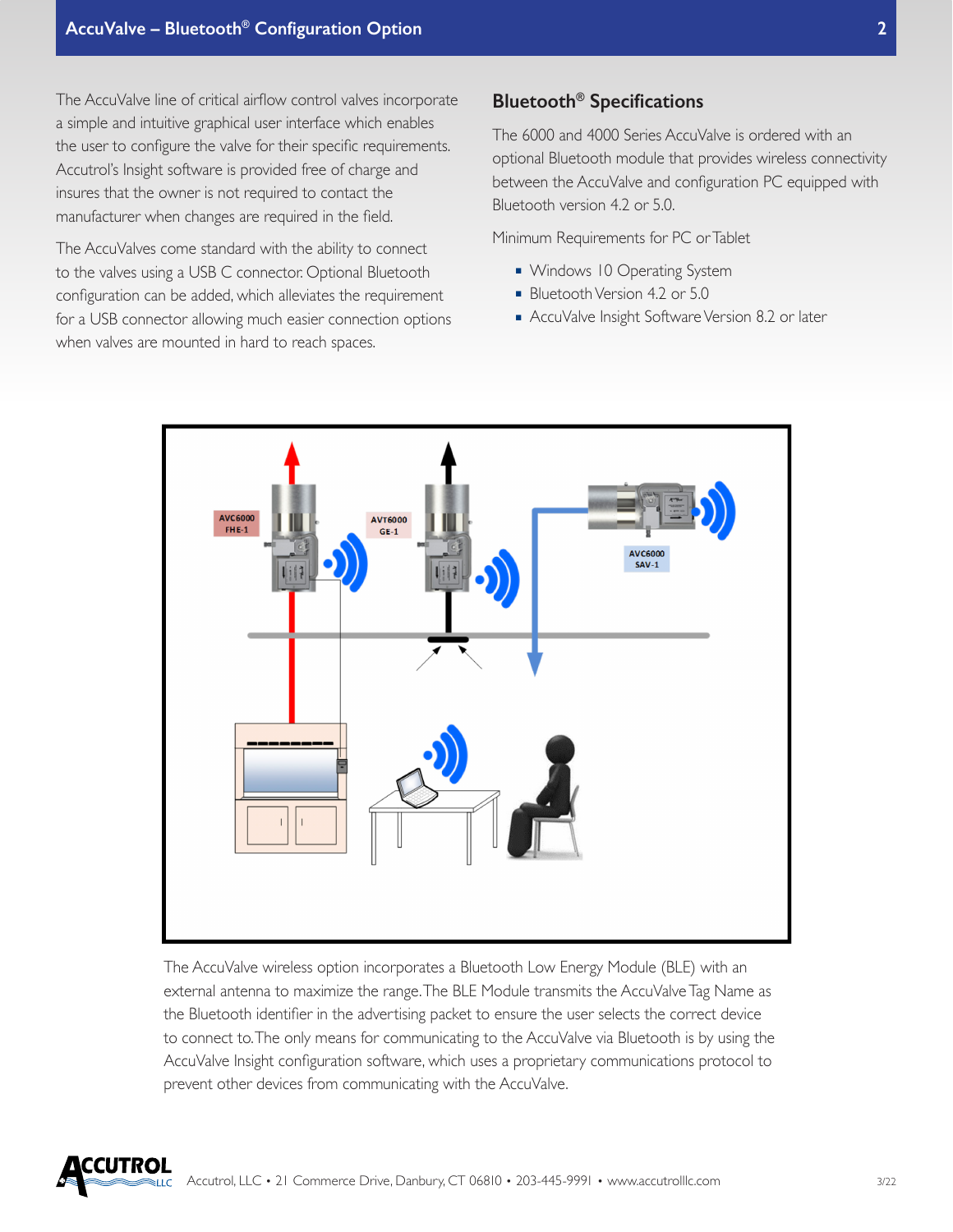The AccuValve line of critical airflow control valves incorporate a simple and intuitive graphical user interface which enables the user to configure the valve for their specific requirements. Accutrol's Insight software is provided free of charge and insures that the owner is not required to contact the manufacturer when changes are required in the field.

The AccuValves come standard with the ability to connect to the valves using a USB C connector. Optional Bluetooth configuration can be added, which alleviates the requirement for a USB connector allowing much easier connection options when valves are mounted in hard to reach spaces.

## Bluetooth® Specifications

The 6000 and 4000 Series AccuValve is ordered with an optional Bluetooth module that provides wireless connectivity between the AccuValve and configuration PC equipped with Bluetooth version 4.2 or 5.0.

Minimum Requirements for PC or Tablet

- Windows 10 Operating System
- Bluetooth Version 4.2 or 5.0
- AccuValve Insight Software Version 8.2 or later

AVC6000
FHE-1

AVT6000
GE-1

AVC6000
SAV-1

The AccuValve wireless option incorporates a Bluetooth Low Energy Module (BLE) with an external antenna to maximize the range. The BLE Module transmits the AccuValve Tag Name as the Bluetooth identifier in the advertising packet to ensure the user selects the correct device to connect to. The only means for communicating to the AccuValve via Bluetooth is by using the AccuValve Insight configuration software, which uses a proprietary communications protocol to prevent other devices from communicating with the AccuValve.

ACCUTROL LLC Accutrol, LLC • 21 Commerce Drive, Danbury, CT 06810 • 203-445-9991 • www.accutrolllc.com 3/22